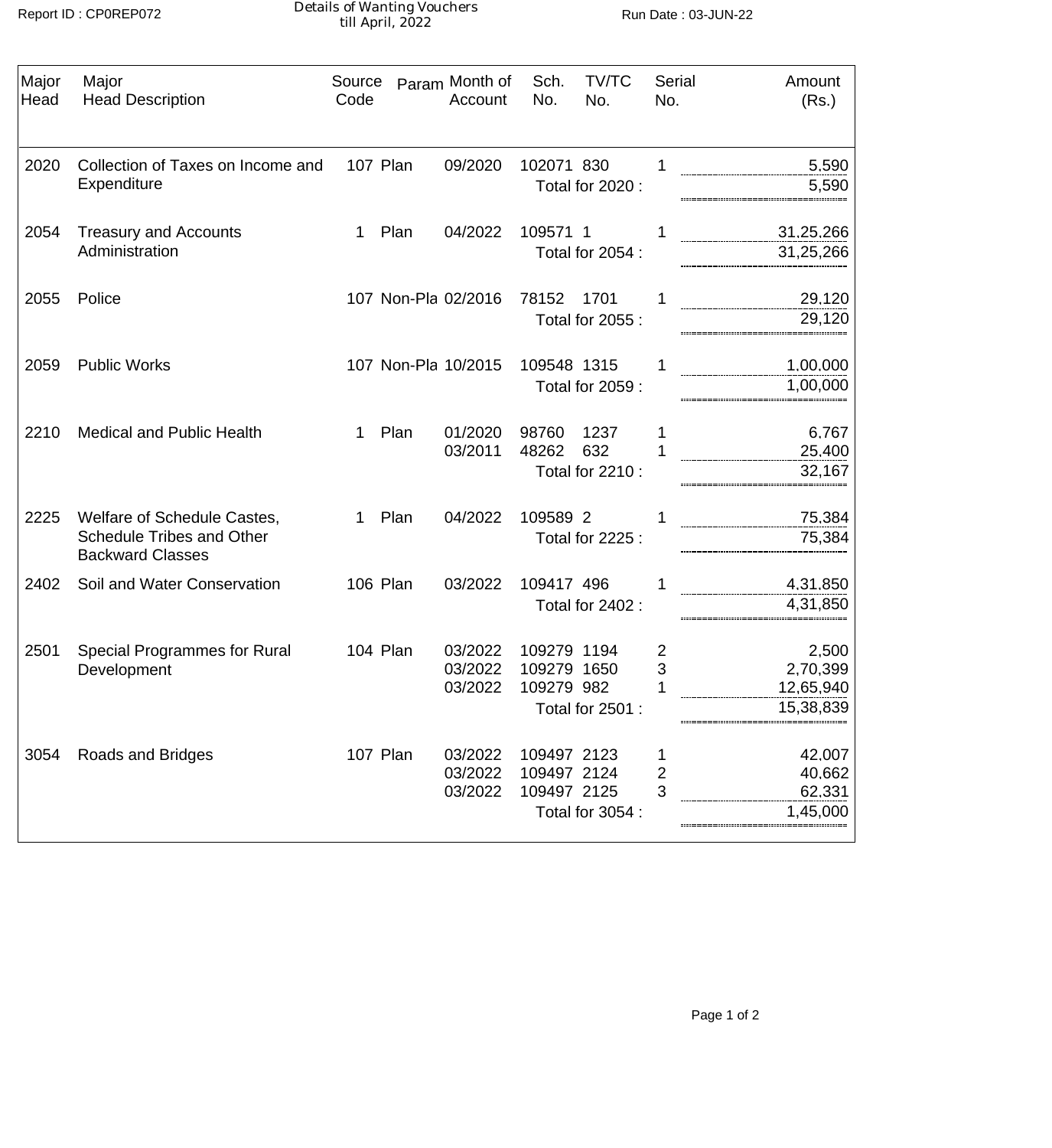Report ID : CP0REP072

# Details of Wanting Vouchers till April, 2022

Run Date : 03-JUN-22

| Major Head | Major Head Description | Source Code | Param | Month of Account | Sch. No. | TV/TC No. | Serial No. | Amount (Rs.) |
|---|---|---|---|---|---|---|---|---|
| 2020 | Collection of Taxes on Income and Expenditure | 107 | Plan | 09/2020 | 102071 | 830 | 1 | 5,590 |
| | | | | | Total for 2020 : | | | 5,590 |
| 2054 | Treasury and Accounts Administration | 1 | Plan | 04/2022 | 109571 | 1 | 1 | 31,25,266 |
| | | | | | Total for 2054 : | | | 31,25,266 |
| 2055 | Police | 107 | Non-Pla | 02/2016 | 78152 | 1701 | 1 | 29,120 |
| | | | | | Total for 2055 : | | | 29,120 |
| 2059 | Public Works | 107 | Non-Pla | 10/2015 | 109548 | 1315 | 1 | 1,00,000 |
| | | | | | Total for 2059 : | | | 1,00,000 |
| 2210 | Medical and Public Health | 1 | Plan | 01/2020 | 98760 | 1237 | 1 | 6,767 |
| | | | | 03/2011 | 48262 | 632 | 1 | 25,400 |
| | | | | | Total for 2210 : | | | 32,167 |
| 2225 | Welfare of Schedule Castes, Schedule Tribes and Other Backward Classes | 1 | Plan | 04/2022 | 109589 | 2 | 1 | 75,384 |
| | | | | | Total for 2225 : | | | 75,384 |
| 2402 | Soil and Water Conservation | 106 | Plan | 03/2022 | 109417 | 496 | 1 | 4,31,850 |
| | | | | | Total for 2402 : | | | 4,31,850 |
| 2501 | Special Programmes for Rural Development | 104 | Plan | 03/2022 | 109279 | 1194 | 2 | 2,500 |
| | | | | 03/2022 | 109279 | 1650 | 3 | 2,70,399 |
| | | | | 03/2022 | 109279 | 982 | 1 | 12,65,940 |
| | | | | | Total for 2501 : | | | 15,38,839 |
| 3054 | Roads and Bridges | 107 | Plan | 03/2022 | 109497 | 2123 | 1 | 42,007 |
| | | | | 03/2022 | 109497 | 2124 | 2 | 40,662 |
| | | | | 03/2022 | 109497 | 2125 | 3 | 62,331 |
| | | | | | Total for 3054 : | | | 1,45,000 |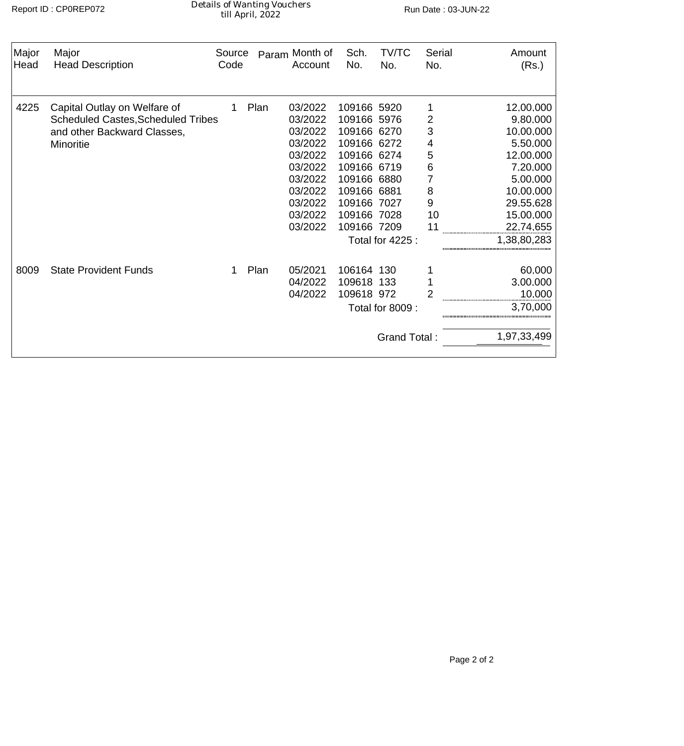Report ID : CP0REP072

# Details of Wanting Vouchers till April, 2022

Run Date : 03-JUN-22

| Major Head | Major Head Description | Source Code | Param | Month of Account | Sch. No. | TV/TC No. | Serial No. | Amount (Rs.) |
|---|---|---|---|---|---|---|---|---|
| 4225 | Capital Outlay on Welfare of Scheduled Castes,Scheduled Tribes and other Backward Classes, Minoritie | 1 | Plan | 03/2022 | 109166 | 5920 | 1 | 12,00,000 |
| | | | | 03/2022 | 109166 | 5976 | 2 | 9,80,000 |
| | | | | 03/2022 | 109166 | 6270 | 3 | 10,00,000 |
| | | | | 03/2022 | 109166 | 6272 | 4 | 5,50,000 |
| | | | | 03/2022 | 109166 | 6274 | 5 | 12,00,000 |
| | | | | 03/2022 | 109166 | 6719 | 6 | 7,20,000 |
| | | | | 03/2022 | 109166 | 6880 | 7 | 5,00,000 |
| | | | | 03/2022 | 109166 | 6881 | 8 | 10,00,000 |
| | | | | 03/2022 | 109166 | 7027 | 9 | 29,55,628 |
| | | | | 03/2022 | 109166 | 7028 | 10 | 15,00,000 |
| | | | | 03/2022 | 109166 | 7209 | 11 | 22,74,655 |
| | | | | | Total for 4225 : | | | 1,38,80,283 |
| 8009 | State Provident Funds | 1 | Plan | 05/2021 | 106164 | 130 | 1 | 60,000 |
| | | | | 04/2022 | 109618 | 133 | 1 | 3,00,000 |
| | | | | 04/2022 | 109618 | 972 | 2 | 10,000 |
| | | | | | Total for 8009 : | | | 3,70,000 |
| | | | | | | Grand Total : | | 1,97,33,499 |